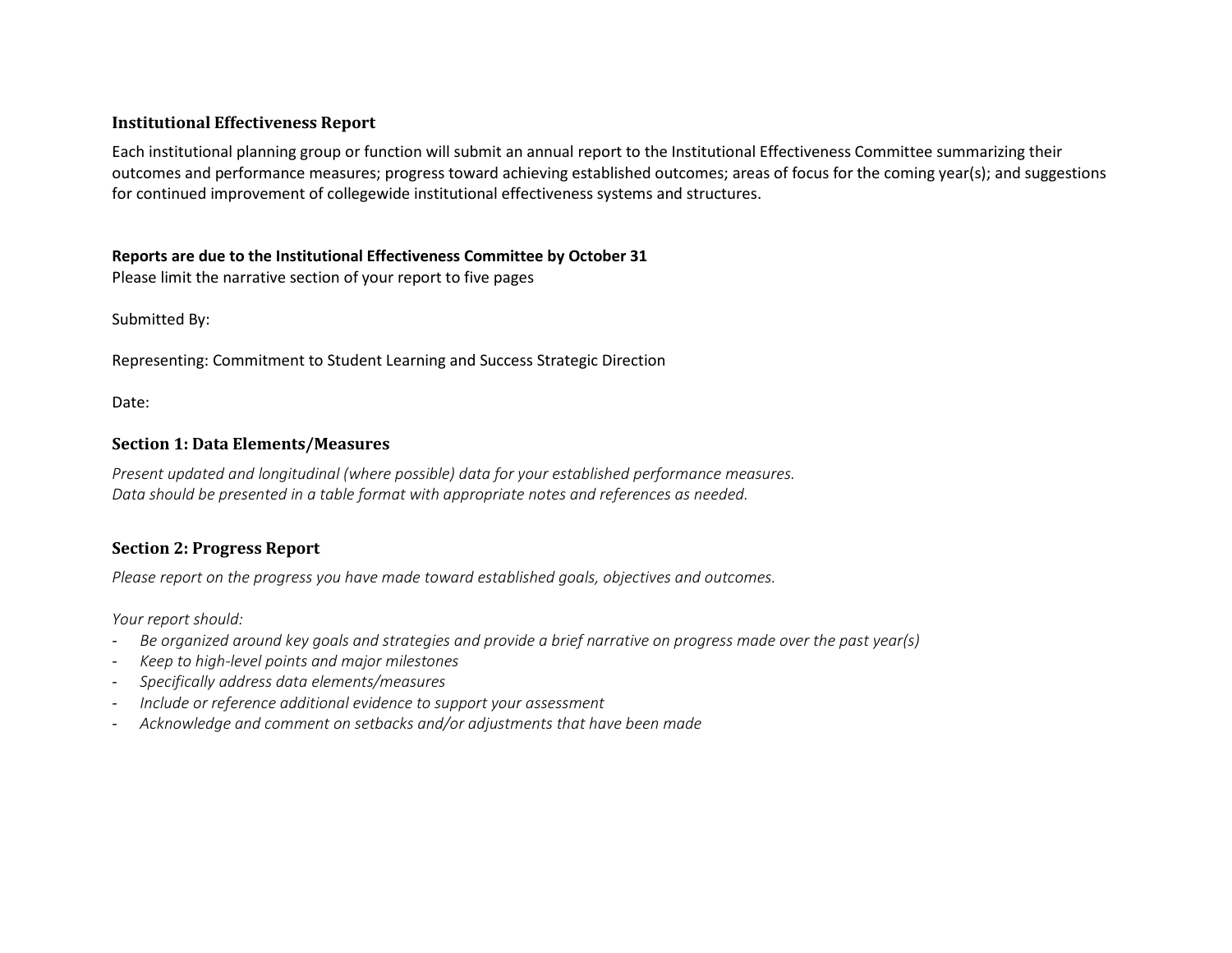### Institutional Effectiveness Report

Each institutional planning group or function will submit an annual report to the Institutional Effectiveness Committee summarizing their outcomes and performance measures; progress toward achieving established outcomes; areas of focus for the coming year(s); and suggestions for continued improvement of collegewide institutional effectiveness systems and structures.

**Reports are due to the Institutional Effectiveness Committee by October 31**
Please limit the narrative section of your report to five pages

Submitted By:

Representing: Commitment to Student Learning and Success Strategic Direction

Date:

## Section 1: Data Elements/Measures

*Present updated and longitudinal (where possible) data for your established performance measures.*
*Data should be presented in a table format with appropriate notes and references as needed.*

## Section 2: Progress Report

*Please report on the progress you have made toward established goals, objectives and outcomes.*

*Your report should:*

- *Be organized around key goals and strategies and provide a brief narrative on progress made over the past year(s)*
- *Keep to high-level points and major milestones*
- *Specifically address data elements/measures*
- *Include or reference additional evidence to support your assessment*
- *Acknowledge and comment on setbacks and/or adjustments that have been made*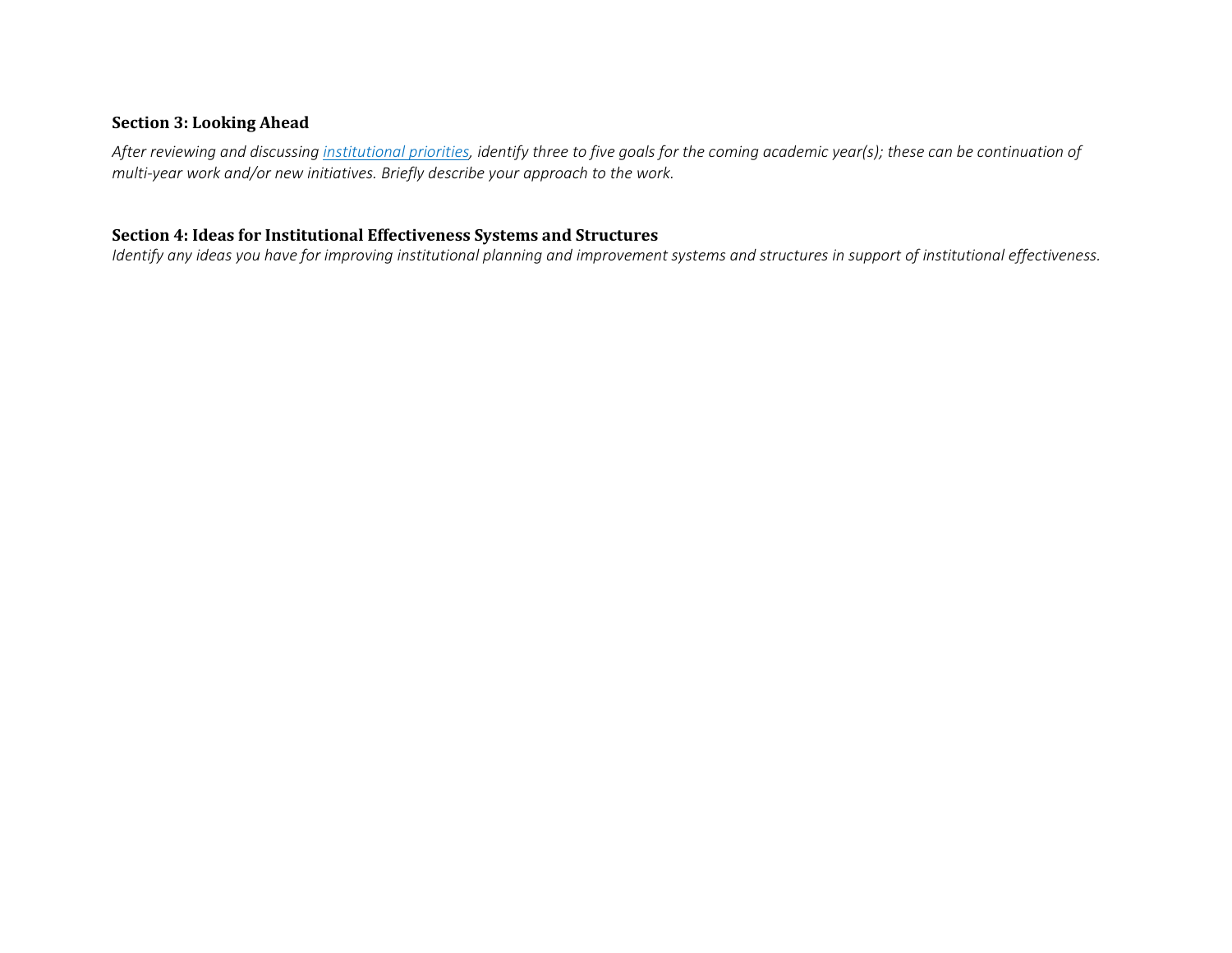## Section 3: Looking Ahead

*After reviewing and discussing institutional priorities, identify three to five goals for the coming academic year(s); these can be continuation of multi-year work and/or new initiatives. Briefly describe your approach to the work.*

## Section 4: Ideas for Institutional Effectiveness Systems and Structures

*Identify any ideas you have for improving institutional planning and improvement systems and structures in support of institutional effectiveness.*